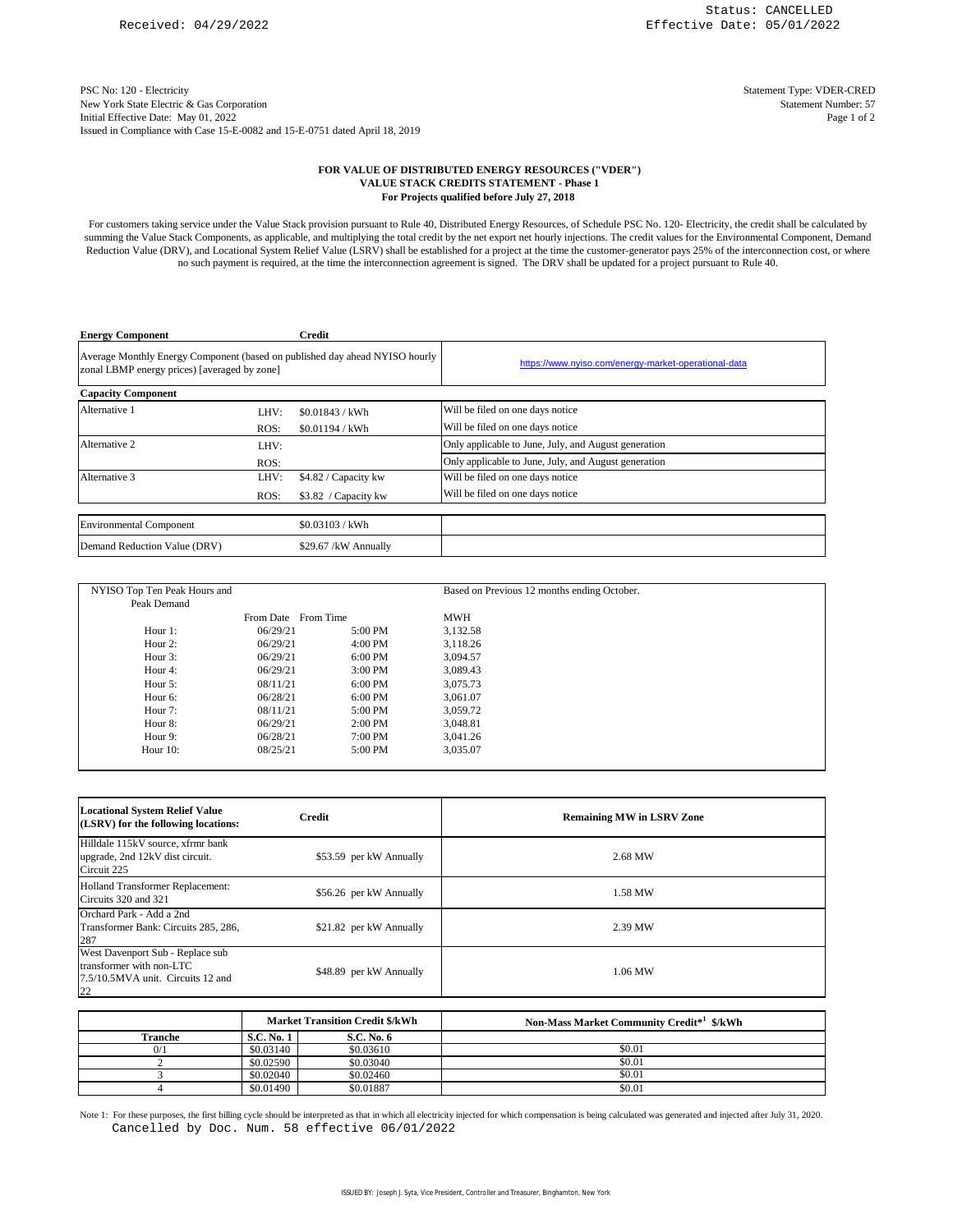Received: 04/29/2022

Status: CANCELLED
Effective Date: 05/01/2022

PSC No: 120 - Electricity
New York State Electric & Gas Corporation
Initial Effective Date: May 01, 2022
Issued in Compliance with Case 15-E-0082 and 15-E-0751 dated April 18, 2019

Statement Type: VDER-CRED
Statement Number: 57

**FOR VALUE OF DISTRIBUTED ENERGY RESOURCES ("VDER")**
**VALUE STACK CREDITS STATEMENT - Phase 1**
**For Projects qualified before July 27, 2018**

For customers taking service under the Value Stack provision pursuant to Rule 40, Distributed Energy Resources, of Schedule PSC No. 120- Electricity, the credit shall be calculated by summing the Value Stack Components, as applicable, and multiplying the total credit by the net export net hourly injections. The credit values for the Environmental Component, Demand Reduction Value (DRV), and Locational System Relief Value (LSRV) shall be established for a project at the time the customer-generator pays 25% of the interconnection cost, or where no such payment is required, at the time the interconnection agreement is signed. The DRV shall be updated for a project pursuant to Rule 40.

| **Energy Component** | | **Credit** | |
|---|---|---|---|
| Average Monthly Energy Component (based on published day ahead NYISO hourly zonal LBMP energy prices) [averaged by zone] | | | https://www.nyiso.com/energy-market-operational-data |
| **Capacity Component** | | | |
| Alternative 1 | LHV: | $0.01843 / kWh | Will be filed on one days notice |
| | ROS: | $0.01194 / kWh | Will be filed on one days notice |
| Alternative 2 | LHV: | | Only applicable to June, July, and August generation |
| | ROS: | | Only applicable to June, July, and August generation |
| Alternative 3 | LHV: | $4.82 / Capacity kw | Will be filed on one days notice |
| | ROS: | $3.82 / Capacity kw | Will be filed on one days notice |
| Environmental Component | | $0.03103 / kWh | |
| Demand Reduction Value (DRV) | | $29.67 /kW Annually | |

NYISO Top Ten Peak Hours and Peak Demand — Based on Previous 12 months ending October.

| | From Date | From Time | MWH |
|---|---|---|---|
| Hour 1: | 06/29/21 | 5:00 PM | 3,132.58 |
| Hour 2: | 06/29/21 | 4:00 PM | 3,118.26 |
| Hour 3: | 06/29/21 | 6:00 PM | 3,094.57 |
| Hour 4: | 06/29/21 | 3:00 PM | 3,089.43 |
| Hour 5: | 08/11/21 | 6:00 PM | 3,075.73 |
| Hour 6: | 06/28/21 | 6:00 PM | 3,061.07 |
| Hour 7: | 08/11/21 | 5:00 PM | 3,059.72 |
| Hour 8: | 06/29/21 | 2:00 PM | 3,048.81 |
| Hour 9: | 06/28/21 | 7:00 PM | 3,041.26 |
| Hour 10: | 08/25/21 | 5:00 PM | 3,035.07 |

| **Locational System Relief Value (LSRV) for the following locations:** | **Credit** | **Remaining MW in LSRV Zone** |
|---|---|---|
| Hilldale 115kV source, xfrmr bank upgrade, 2nd 12kV dist circuit. Circuit 225 | $53.59 per kW Annually | 2.68 MW |
| Holland Transformer Replacement: Circuits 320 and 321 | $56.26 per kW Annually | 1.58 MW |
| Orchard Park - Add a 2nd Transformer Bank: Circuits 285, 286, 287 | $21.82 per kW Annually | 2.39 MW |
| West Davenport Sub - Replace sub transformer with non-LTC 7.5/10.5MVA unit. Circuits 12 and 22 | $48.89 per kW Annually | 1.06 MW |

| | **Market Transition Credit $/kWh** | | **Non-Mass Market Community Credit*[1] $/kWh** |
|---|---|---|---|
| **Tranche** | **S.C. No. 1** | **S.C. No. 6** | |
| 0/1 | $0.03140 | $0.03610 | $0.01 |
| 2 | $0.02590 | $0.03040 | $0.01 |
| 3 | $0.02040 | $0.02460 | $0.01 |
| 4 | $0.01490 | $0.01887 | $0.01 |

Note 1: For these purposes, the first billing cycle should be interpreted as that in which all electricity injected for which compensation is being calculated was generated and injected after July 31, 2020.

Cancelled by Doc. Num. 58 effective 06/01/2022

ISSUED BY: Joseph J. Syta, Vice President, Controller and Treasurer, Binghamton, New York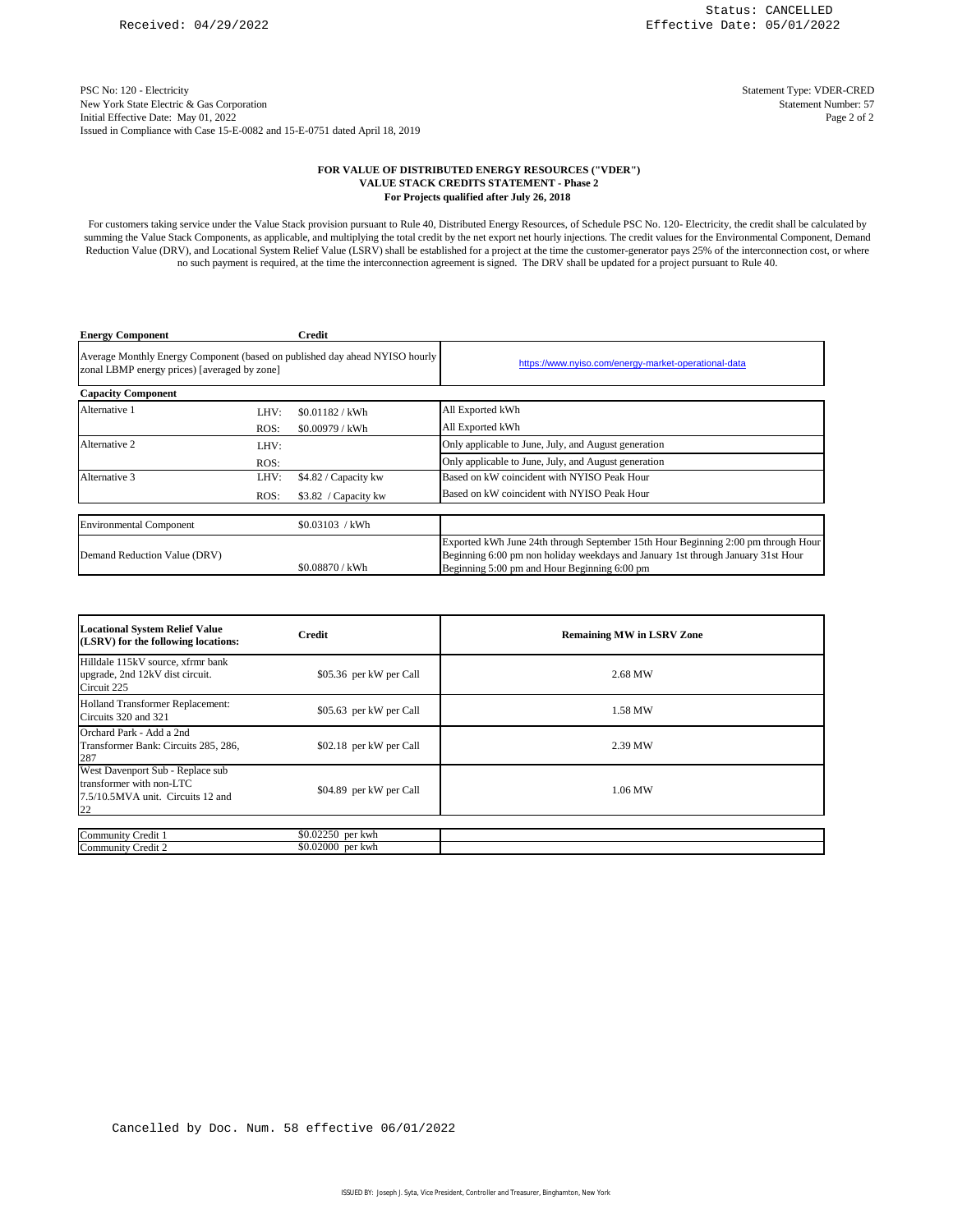Received: 04/29/2022

Status: CANCELLED
Effective Date: 05/01/2022

PSC No: 120 - Electricity
New York State Electric & Gas Corporation
Initial Effective Date: May 01, 2022
Issued in Compliance with Case 15-E-0082 and 15-E-0751 dated April 18, 2019

Statement Type: VDER-CRED
Statement Number: 57

**FOR VALUE OF DISTRIBUTED ENERGY RESOURCES ("VDER")**
**VALUE STACK CREDITS STATEMENT - Phase 2**
**For Projects qualified after July 26, 2018**

For customers taking service under the Value Stack provision pursuant to Rule 40, Distributed Energy Resources, of Schedule PSC No. 120- Electricity, the credit shall be calculated by summing the Value Stack Components, as applicable, and multiplying the total credit by the net export net hourly injections. The credit values for the Environmental Component, Demand Reduction Value (DRV), and Locational System Relief Value (LSRV) shall be established for a project at the time the customer-generator pays 25% of the interconnection cost, or where no such payment is required, at the time the interconnection agreement is signed. The DRV shall be updated for a project pursuant to Rule 40.

| **Energy Component** | | **Credit** | |
|---|---|---|---|
| Average Monthly Energy Component (based on published day ahead NYISO hourly zonal LBMP energy prices) [averaged by zone] | | | https://www.nyiso.com/energy-market-operational-data |
| **Capacity Component** | | | |
| Alternative 1 | LHV: | $0.01182 / kWh | All Exported kWh |
| | ROS: | $0.00979 / kWh | All Exported kWh |
| Alternative 2 | LHV: | | Only applicable to June, July, and August generation |
| | ROS: | | Only applicable to June, July, and August generation |
| Alternative 3 | LHV: | $4.82 / Capacity kw | Based on kW coincident with NYISO Peak Hour |
| | ROS: | $3.82 / Capacity kw | Based on kW coincident with NYISO Peak Hour |
| Environmental Component | | $0.03103 / kWh | |
| Demand Reduction Value (DRV) | | $0.08870 / kWh | Exported kWh June 24th through September 15th Hour Beginning 2:00 pm through Hour Beginning 6:00 pm non holiday weekdays and January 1st through January 31st Hour Beginning 5:00 pm and Hour Beginning 6:00 pm |

| **Locational System Relief Value (LSRV) for the following locations:** | **Credit** | **Remaining MW in LSRV Zone** |
|---|---|---|
| Hilldale 115kV source, xfrmr bank upgrade, 2nd 12kV dist circuit. Circuit 225 | $05.36 per kW per Call | 2.68 MW |
| Holland Transformer Replacement: Circuits 320 and 321 | $05.63 per kW per Call | 1.58 MW |
| Orchard Park - Add a 2nd Transformer Bank: Circuits 285, 286, 287 | $02.18 per kW per Call | 2.39 MW |
| West Davenport Sub - Replace sub transformer with non-LTC 7.5/10.5MVA unit. Circuits 12 and 22 | $04.89 per kW per Call | 1.06 MW |

| | | |
|---|---|---|
| Community Credit 1 | $0.02250 per kwh | |
| Community Credit 2 | $0.02000 per kwh | |

Cancelled by Doc. Num. 58 effective 06/01/2022

ISSUED BY: Joseph J. Syta, Vice President, Controller and Treasurer, Binghamton, New York